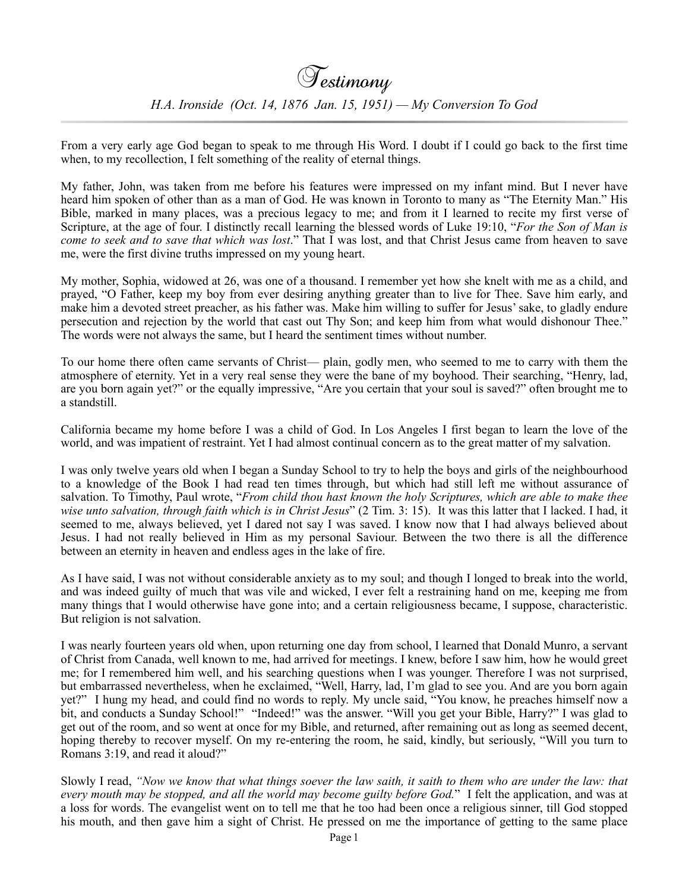# Testimony

*H.A. Ironside  (Oct. 14, 1876  Jan. 15, 1951) — My Conversion To God*

From a very early age God began to speak to me through His Word. I doubt if I could go back to the first time when, to my recollection, I felt something of the reality of eternal things.

My father, John, was taken from me before his features were impressed on my infant mind. But I never have heard him spoken of other than as a man of God. He was known in Toronto to many as "The Eternity Man." His Bible, marked in many places, was a precious legacy to me; and from it I learned to recite my first verse of Scripture, at the age of four. I distinctly recall learning the blessed words of Luke 19:10, "*For the Son of Man is come to seek and to save that which was lost*." That I was lost, and that Christ Jesus came from heaven to save me, were the first divine truths impressed on my young heart.

My mother, Sophia, widowed at 26, was one of a thousand. I remember yet how she knelt with me as a child, and prayed, "O Father, keep my boy from ever desiring anything greater than to live for Thee. Save him early, and make him a devoted street preacher, as his father was. Make him willing to suffer for Jesus' sake, to gladly endure persecution and rejection by the world that cast out Thy Son; and keep him from what would dishonour Thee." The words were not always the same, but I heard the sentiment times without number.

To our home there often came servants of Christ— plain, godly men, who seemed to me to carry with them the atmosphere of eternity. Yet in a very real sense they were the bane of my boyhood. Their searching, "Henry, lad, are you born again yet?" or the equally impressive, "Are you certain that your soul is saved?" often brought me to a standstill.

California became my home before I was a child of God. In Los Angeles I first began to learn the love of the world, and was impatient of restraint. Yet I had almost continual concern as to the great matter of my salvation.

I was only twelve years old when I began a Sunday School to try to help the boys and girls of the neighbourhood to a knowledge of the Book I had read ten times through, but which had still left me without assurance of salvation. To Timothy, Paul wrote, "*From child thou hast known the holy Scriptures, which are able to make thee wise unto salvation, through faith which is in Christ Jesus*" (2 Tim. 3: 15).  It was this latter that I lacked. I had, it seemed to me, always believed, yet I dared not say I was saved. I know now that I had always believed about Jesus. I had not really believed in Him as my personal Saviour. Between the two there is all the difference between an eternity in heaven and endless ages in the lake of fire.

As I have said, I was not without considerable anxiety as to my soul; and though I longed to break into the world, and was indeed guilty of much that was vile and wicked, I ever felt a restraining hand on me, keeping me from many things that I would otherwise have gone into; and a certain religiousness became, I suppose, characteristic. But religion is not salvation.

I was nearly fourteen years old when, upon returning one day from school, I learned that Donald Munro, a servant of Christ from Canada, well known to me, had arrived for meetings. I knew, before I saw him, how he would greet me; for I remembered him well, and his searching questions when I was younger. Therefore I was not surprised, but embarrassed nevertheless, when he exclaimed, "Well, Harry, lad, I'm glad to see you. And are you born again yet?"  I hung my head, and could find no words to reply. My uncle said, "You know, he preaches himself now a bit, and conducts a Sunday School!"  "Indeed!" was the answer. "Will you get your Bible, Harry?" I was glad to get out of the room, and so went at once for my Bible, and returned, after remaining out as long as seemed decent, hoping thereby to recover myself. On my re-entering the room, he said, kindly, but seriously, "Will you turn to Romans 3:19, and read it aloud?"

Slowly I read, *"Now we know that what things soever the law saith, it saith to them who are under the law: that every mouth may be stopped, and all the world may become guilty before God.*"  I felt the application, and was at a loss for words. The evangelist went on to tell me that he too had been once a religious sinner, till God stopped his mouth, and then gave him a sight of Christ. He pressed on me the importance of getting to the same place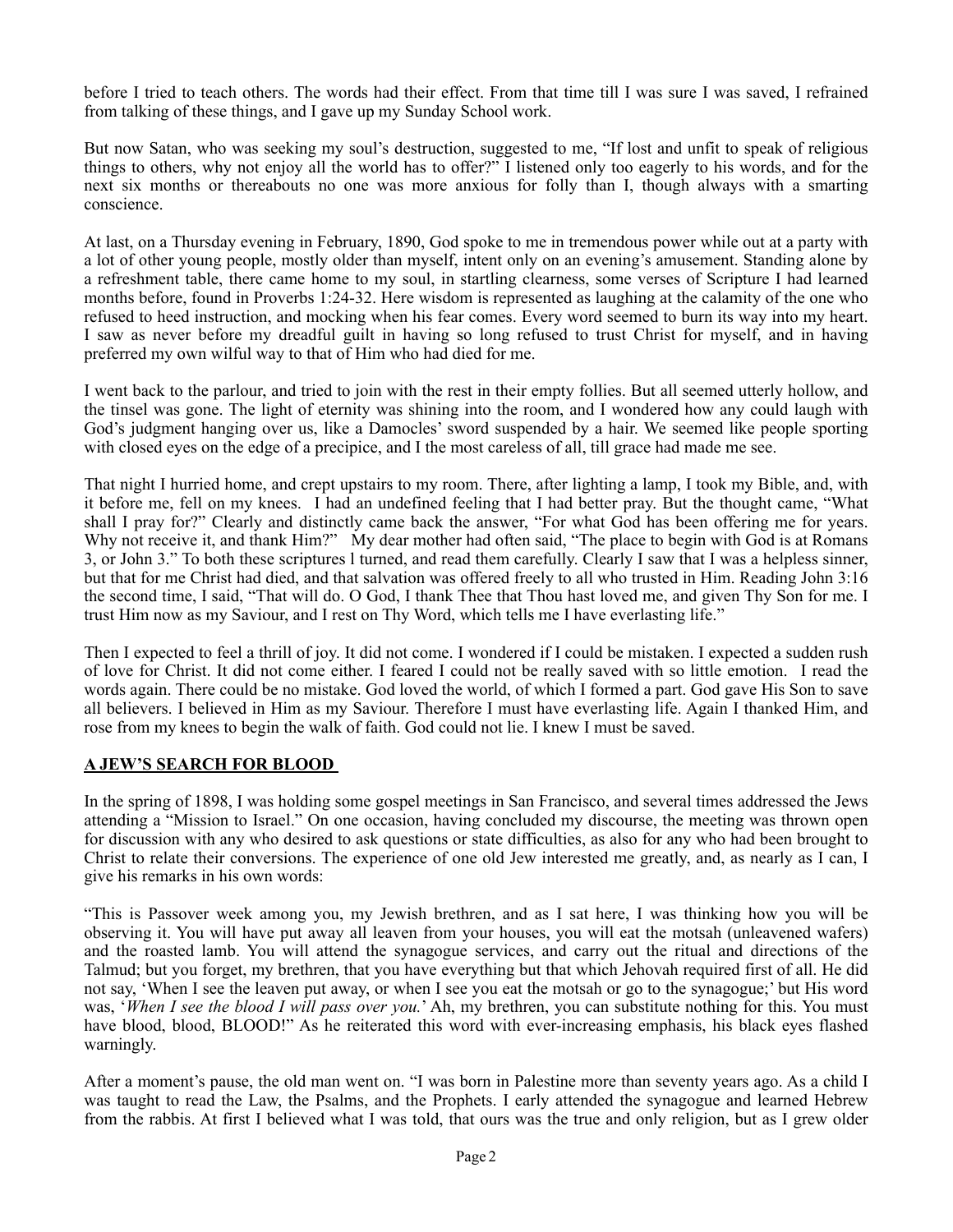before I tried to teach others. The words had their effect. From that time till I was sure I was saved, I refrained from talking of these things, and I gave up my Sunday School work.

But now Satan, who was seeking my soul's destruction, suggested to me, "If lost and unfit to speak of religious things to others, why not enjoy all the world has to offer?" I listened only too eagerly to his words, and for the next six months or thereabouts no one was more anxious for folly than I, though always with a smarting conscience.

At last, on a Thursday evening in February, 1890, God spoke to me in tremendous power while out at a party with a lot of other young people, mostly older than myself, intent only on an evening's amusement. Standing alone by a refreshment table, there came home to my soul, in startling clearness, some verses of Scripture I had learned months before, found in Proverbs 1:24-32. Here wisdom is represented as laughing at the calamity of the one who refused to heed instruction, and mocking when his fear comes. Every word seemed to burn its way into my heart. I saw as never before my dreadful guilt in having so long refused to trust Christ for myself, and in having preferred my own wilful way to that of Him who had died for me.

I went back to the parlour, and tried to join with the rest in their empty follies. But all seemed utterly hollow, and the tinsel was gone. The light of eternity was shining into the room, and I wondered how any could laugh with God's judgment hanging over us, like a Damocles' sword suspended by a hair. We seemed like people sporting with closed eyes on the edge of a precipice, and I the most careless of all, till grace had made me see.

That night I hurried home, and crept upstairs to my room. There, after lighting a lamp, I took my Bible, and, with it before me, fell on my knees. I had an undefined feeling that I had better pray. But the thought came, "What shall I pray for?" Clearly and distinctly came back the answer, "For what God has been offering me for years. Why not receive it, and thank Him?" My dear mother had often said, "The place to begin with God is at Romans 3, or John 3." To both these scriptures l turned, and read them carefully. Clearly I saw that I was a helpless sinner, but that for me Christ had died, and that salvation was offered freely to all who trusted in Him. Reading John 3:16 the second time, I said, "That will do. O God, I thank Thee that Thou hast loved me, and given Thy Son for me. I trust Him now as my Saviour, and I rest on Thy Word, which tells me I have everlasting life."

Then I expected to feel a thrill of joy. It did not come. I wondered if I could be mistaken. I expected a sudden rush of love for Christ. It did not come either. I feared I could not be really saved with so little emotion. I read the words again. There could be no mistake. God loved the world, of which I formed a part. God gave His Son to save all believers. I believed in Him as my Saviour. Therefore I must have everlasting life. Again I thanked Him, and rose from my knees to begin the walk of faith. God could not lie. I knew I must be saved.

## **A JEW'S SEARCH FOR BLOOD**

In the spring of 1898, I was holding some gospel meetings in San Francisco, and several times addressed the Jews attending a "Mission to Israel." On one occasion, having concluded my discourse, the meeting was thrown open for discussion with any who desired to ask questions or state difficulties, as also for any who had been brought to Christ to relate their conversions. The experience of one old Jew interested me greatly, and, as nearly as I can, I give his remarks in his own words:

"This is Passover week among you, my Jewish brethren, and as I sat here, I was thinking how you will be observing it. You will have put away all leaven from your houses, you will eat the motsah (unleavened wafers) and the roasted lamb. You will attend the synagogue services, and carry out the ritual and directions of the Talmud; but you forget, my brethren, that you have everything but that which Jehovah required first of all. He did not say, 'When I see the leaven put away, or when I see you eat the motsah or go to the synagogue;' but His word was, '*When I see the blood I will pass over you.*' Ah, my brethren, you can substitute nothing for this. You must have blood, blood, BLOOD!" As he reiterated this word with ever-increasing emphasis, his black eyes flashed warningly.

After a moment's pause, the old man went on. "I was born in Palestine more than seventy years ago. As a child I was taught to read the Law, the Psalms, and the Prophets. I early attended the synagogue and learned Hebrew from the rabbis. At first I believed what I was told, that ours was the true and only religion, but as I grew older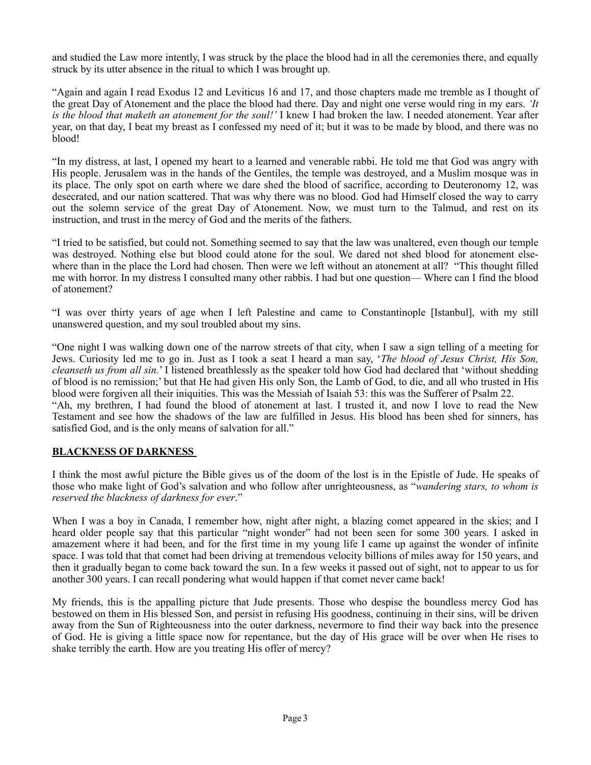and studied the Law more intently, I was struck by the place the blood had in all the ceremonies there, and equally struck by its utter absence in the ritual to which I was brought up.

"Again and again I read Exodus 12 and Leviticus 16 and 17, and those chapters made me tremble as I thought of the great Day of Atonement and the place the blood had there. Day and night one verse would ring in my ears. *'It is the blood that maketh an atonement for the soul!'* I knew I had broken the law. I needed atonement. Year after year, on that day, I beat my breast as I confessed my need of it; but it was to be made by blood, and there was no blood!

"In my distress, at last, I opened my heart to a learned and venerable rabbi. He told me that God was angry with His people. Jerusalem was in the hands of the Gentiles, the temple was destroyed, and a Muslim mosque was in its place. The only spot on earth where we dare shed the blood of sacrifice, according to Deuteronomy 12, was desecrated, and our nation scattered. That was why there was no blood. God had Himself closed the way to carry out the solemn service of the great Day of Atonement. Now, we must turn to the Talmud, and rest on its instruction, and trust in the mercy of God and the merits of the fathers.

"I tried to be satisfied, but could not. Something seemed to say that the law was unaltered, even though our temple was destroyed. Nothing else but blood could atone for the soul. We dared not shed blood for atonement elsewhere than in the place the Lord had chosen. Then were we left without an atonement at all? "This thought filled me with horror. In my distress I consulted many other rabbis. I had but one question— Where can I find the blood of atonement?

"I was over thirty years of age when I left Palestine and came to Constantinople [Istanbul], with my still unanswered question, and my soul troubled about my sins.

"One night I was walking down one of the narrow streets of that city, when I saw a sign telling of a meeting for Jews. Curiosity led me to go in. Just as I took a seat I heard a man say, '*The blood of Jesus Christ, His Son, cleanseth us from all sin.*' I listened breathlessly as the speaker told how God had declared that 'without shedding of blood is no remission;' but that He had given His only Son, the Lamb of God, to die, and all who trusted in His blood were forgiven all their iniquities. This was the Messiah of Isaiah 53: this was the Sufferer of Psalm 22.

"Ah, my brethren, I had found the blood of atonement at last. I trusted it, and now I love to read the New Testament and see how the shadows of the law are fulfilled in Jesus. His blood has been shed for sinners, has satisfied God, and is the only means of salvation for all."

## BLACKNESS OF DARKNESS

I think the most awful picture the Bible gives us of the doom of the lost is in the Epistle of Jude. He speaks of those who make light of God's salvation and who follow after unrighteousness, as "*wandering stars, to whom is reserved the blackness of darkness for ever*."

When I was a boy in Canada, I remember how, night after night, a blazing comet appeared in the skies; and I heard older people say that this particular "night wonder" had not been seen for some 300 years. I asked in amazement where it had been, and for the first time in my young life I came up against the wonder of infinite space. I was told that that comet had been driving at tremendous velocity billions of miles away for 150 years, and then it gradually began to come back toward the sun. In a few weeks it passed out of sight, not to appear to us for another 300 years. I can recall pondering what would happen if that comet never came back!

My friends, this is the appalling picture that Jude presents. Those who despise the boundless mercy God has bestowed on them in His blessed Son, and persist in refusing His goodness, continuing in their sins, will be driven away from the Sun of Righteousness into the outer darkness, nevermore to find their way back into the presence of God. He is giving a little space now for repentance, but the day of His grace will be over when He rises to shake terribly the earth. How are you treating His offer of mercy?